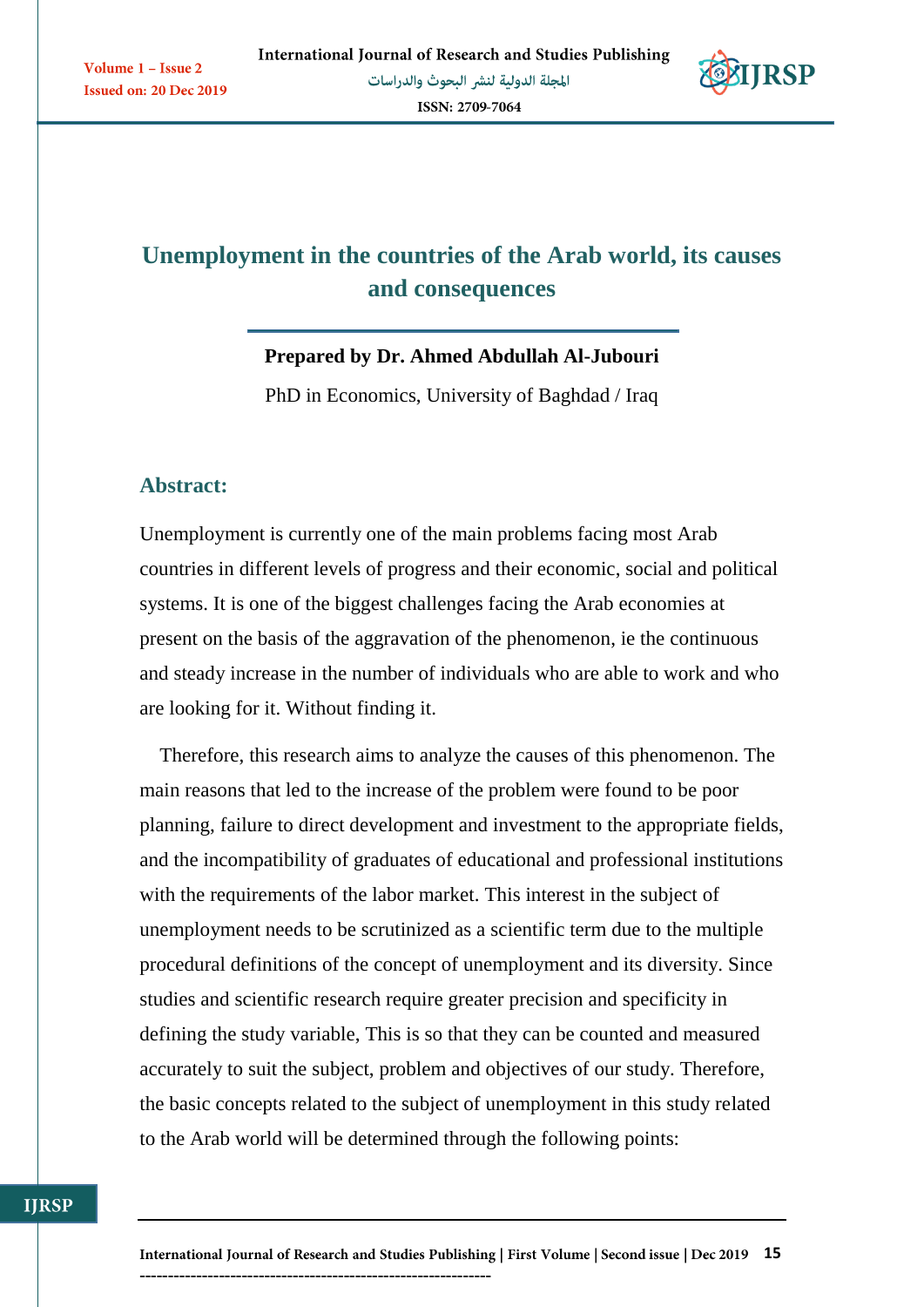# Unemployment in the countries of the Arab world, its causes and consequences

**Prepared by Dr. Ahmed Abdullah Al-Jubouri**

PhD in Economics, University of Baghdad / Iraq

## Abstract:

Unemployment is currently one of the main problems facing most Arab countries in different levels of progress and their economic, social and political systems. It is one of the biggest challenges facing the Arab economies at present on the basis of the aggravation of the phenomenon, ie the continuous and steady increase in the number of individuals who are able to work and who are looking for it. Without finding it.

Therefore, this research aims to analyze the causes of this phenomenon. The main reasons that led to the increase of the problem were found to be poor planning, failure to direct development and investment to the appropriate fields, and the incompatibility of graduates of educational and professional institutions with the requirements of the labor market. This interest in the subject of unemployment needs to be scrutinized as a scientific term due to the multiple procedural definitions of the concept of unemployment and its diversity. Since studies and scientific research require greater precision and specificity in defining the study variable, This is so that they can be counted and measured accurately to suit the subject, problem and objectives of our study. Therefore, the basic concepts related to the subject of unemployment in this study related to the Arab world will be determined through the following points: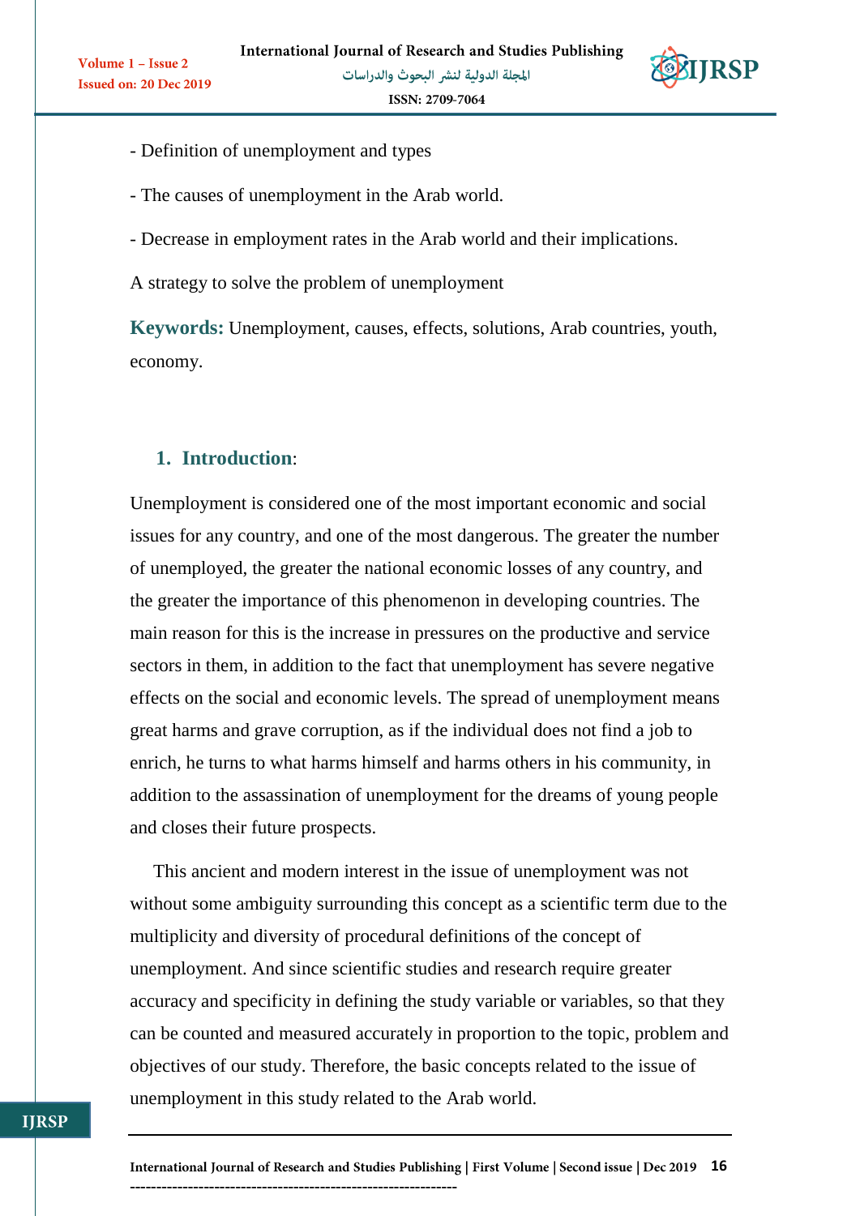- Definition of unemployment and types

- The causes of unemployment in the Arab world.

- Decrease in employment rates in the Arab world and their implications.

A strategy to solve the problem of unemployment

**Keywords:** Unemployment, causes, effects, solutions, Arab countries, youth, economy.

## 1. Introduction:

Unemployment is considered one of the most important economic and social issues for any country, and one of the most dangerous. The greater the number of unemployed, the greater the national economic losses of any country, and the greater the importance of this phenomenon in developing countries. The main reason for this is the increase in pressures on the productive and service sectors in them, in addition to the fact that unemployment has severe negative effects on the social and economic levels. The spread of unemployment means great harms and grave corruption, as if the individual does not find a job to enrich, he turns to what harms himself and harms others in his community, in addition to the assassination of unemployment for the dreams of young people and closes their future prospects.

This ancient and modern interest in the issue of unemployment was not without some ambiguity surrounding this concept as a scientific term due to the multiplicity and diversity of procedural definitions of the concept of unemployment. And since scientific studies and research require greater accuracy and specificity in defining the study variable or variables, so that they can be counted and measured accurately in proportion to the topic, problem and objectives of our study. Therefore, the basic concepts related to the issue of unemployment in this study related to the Arab world.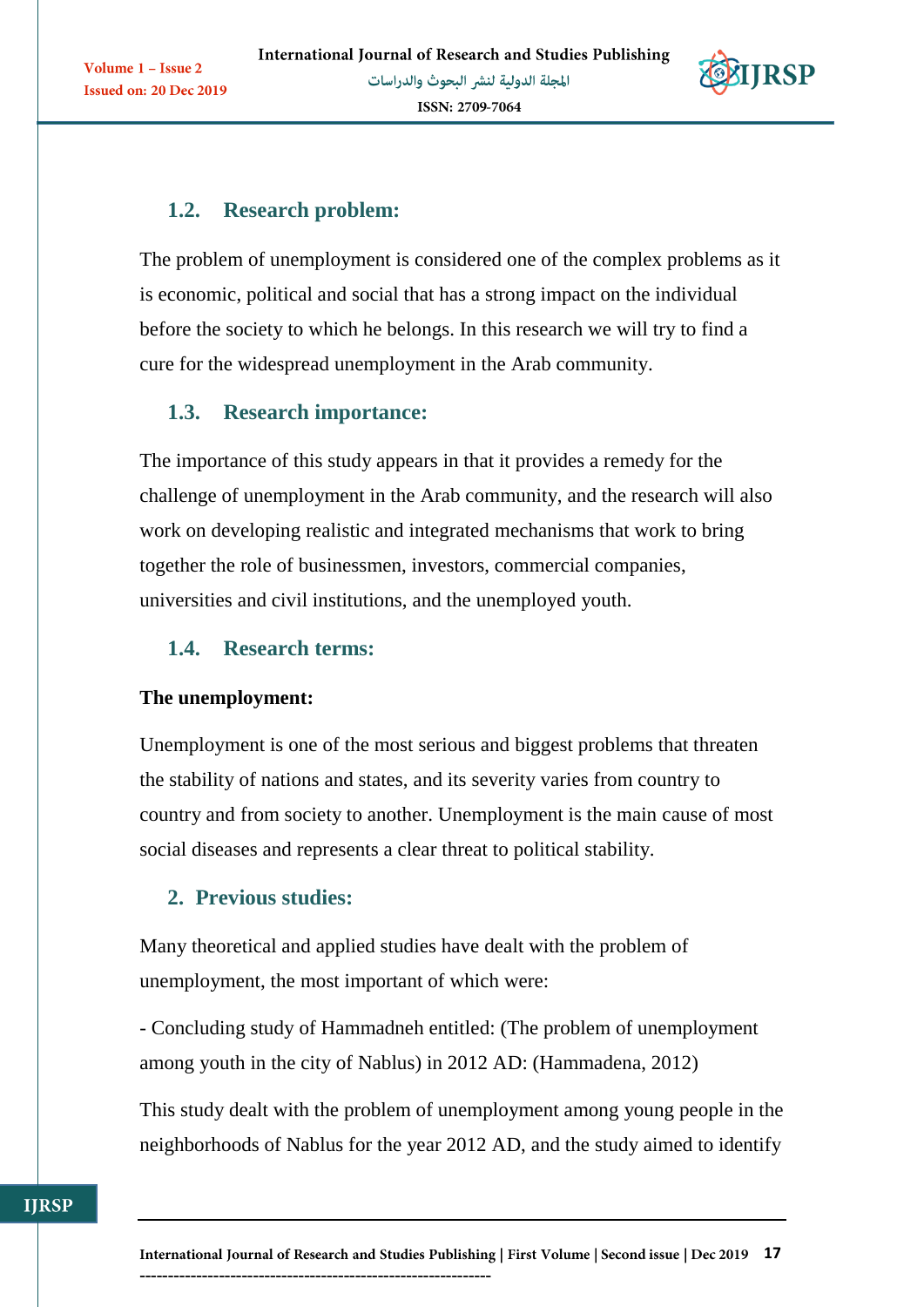### 1.2. Research problem:

The problem of unemployment is considered one of the complex problems as it is economic, political and social that has a strong impact on the individual before the society to which he belongs. In this research we will try to find a cure for the widespread unemployment in the Arab community.

### 1.3. Research importance:

The importance of this study appears in that it provides a remedy for the challenge of unemployment in the Arab community, and the research will also work on developing realistic and integrated mechanisms that work to bring together the role of businessmen, investors, commercial companies, universities and civil institutions, and the unemployed youth.

### 1.4. Research terms:

**The unemployment:**

Unemployment is one of the most serious and biggest problems that threaten the stability of nations and states, and its severity varies from country to country and from society to another. Unemployment is the main cause of most social diseases and represents a clear threat to political stability.

## 2. Previous studies:

Many theoretical and applied studies have dealt with the problem of unemployment, the most important of which were:

- Concluding study of Hammadneh entitled: (The problem of unemployment among youth in the city of Nablus) in 2012 AD: (Hammadena, 2012)

This study dealt with the problem of unemployment among young people in the neighborhoods of Nablus for the year 2012 AD, and the study aimed to identify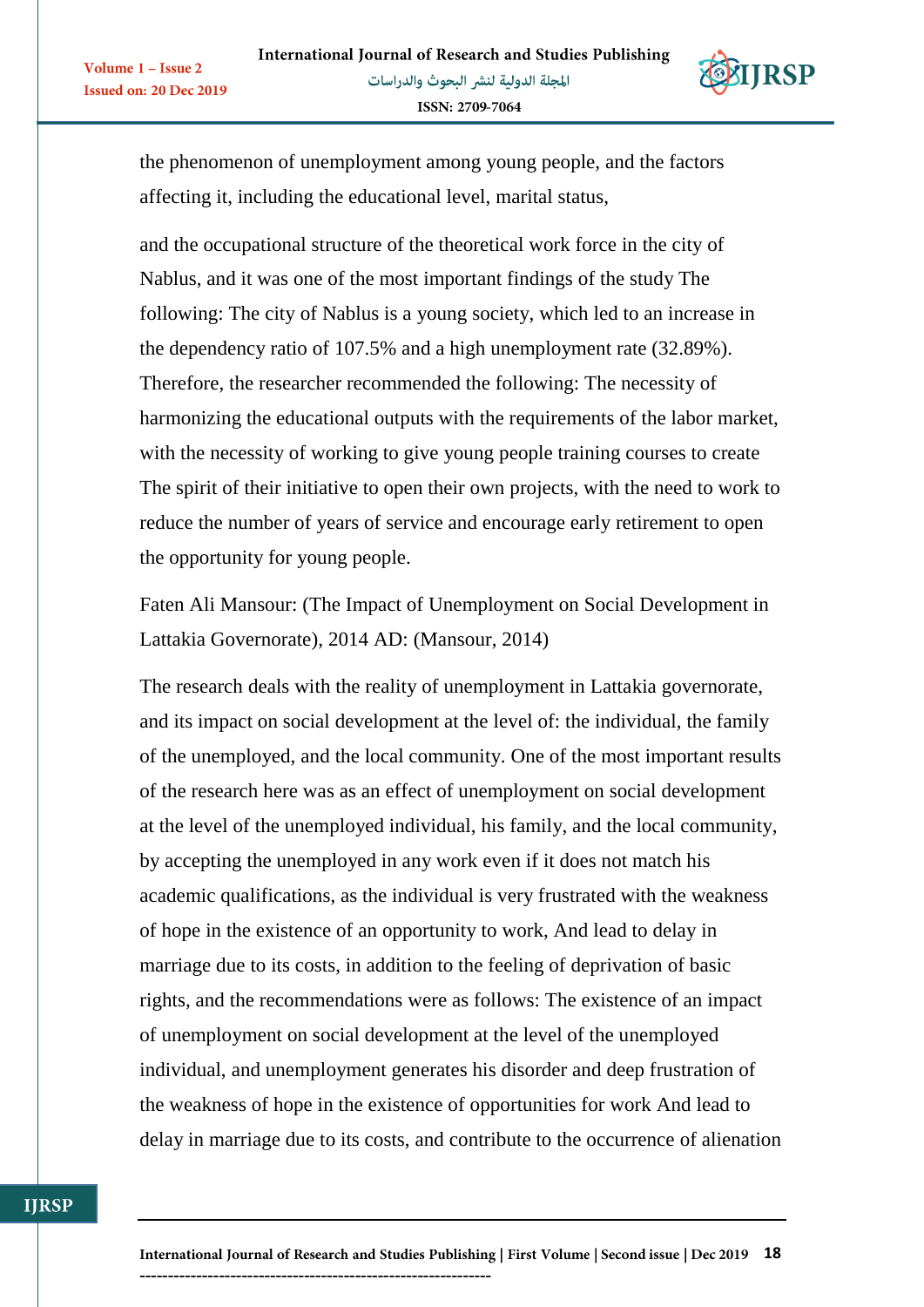the phenomenon of unemployment among young people, and the factors affecting it, including the educational level, marital status,

and the occupational structure of the theoretical work force in the city of Nablus, and it was one of the most important findings of the study The following: The city of Nablus is a young society, which led to an increase in the dependency ratio of 107.5% and a high unemployment rate (32.89%). Therefore, the researcher recommended the following: The necessity of harmonizing the educational outputs with the requirements of the labor market, with the necessity of working to give young people training courses to create The spirit of their initiative to open their own projects, with the need to work to reduce the number of years of service and encourage early retirement to open the opportunity for young people.

Faten Ali Mansour: (The Impact of Unemployment on Social Development in Lattakia Governorate), 2014 AD: (Mansour, 2014)

The research deals with the reality of unemployment in Lattakia governorate, and its impact on social development at the level of: the individual, the family of the unemployed, and the local community. One of the most important results of the research here was as an effect of unemployment on social development at the level of the unemployed individual, his family, and the local community, by accepting the unemployed in any work even if it does not match his academic qualifications, as the individual is very frustrated with the weakness of hope in the existence of an opportunity to work, And lead to delay in marriage due to its costs, in addition to the feeling of deprivation of basic rights, and the recommendations were as follows: The existence of an impact of unemployment on social development at the level of the unemployed individual, and unemployment generates his disorder and deep frustration of the weakness of hope in the existence of opportunities for work And lead to delay in marriage due to its costs, and contribute to the occurrence of alienation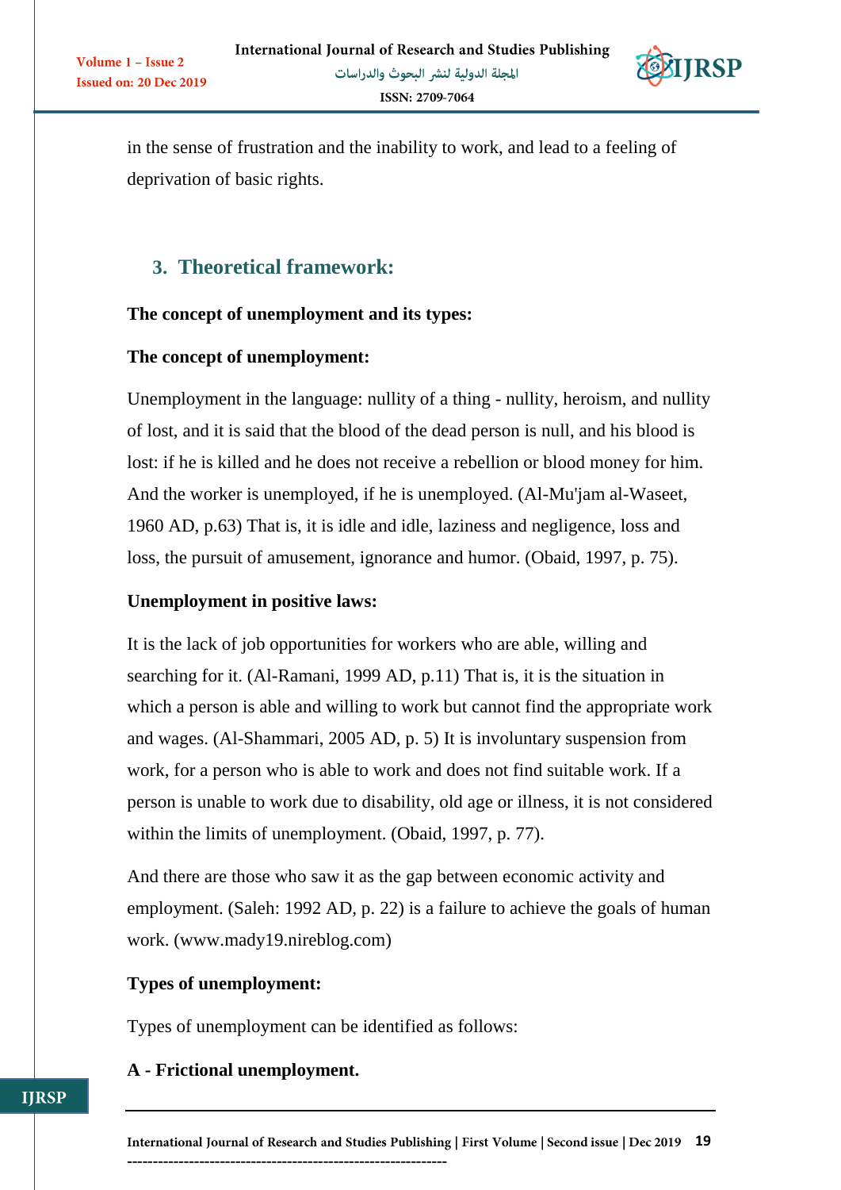in the sense of frustration and the inability to work, and lead to a feeling of deprivation of basic rights.

## 3. Theoretical framework:

**The concept of unemployment and its types:**

**The concept of unemployment:**

Unemployment in the language: nullity of a thing - nullity, heroism, and nullity of lost, and it is said that the blood of the dead person is null, and his blood is lost: if he is killed and he does not receive a rebellion or blood money for him. And the worker is unemployed, if he is unemployed. (Al-Mu'jam al-Waseet, 1960 AD, p.63) That is, it is idle and idle, laziness and negligence, loss and loss, the pursuit of amusement, ignorance and humor. (Obaid, 1997, p. 75).

**Unemployment in positive laws:**

It is the lack of job opportunities for workers who are able, willing and searching for it. (Al-Ramani, 1999 AD, p.11) That is, it is the situation in which a person is able and willing to work but cannot find the appropriate work and wages. (Al-Shammari, 2005 AD, p. 5) It is involuntary suspension from work, for a person who is able to work and does not find suitable work. If a person is unable to work due to disability, old age or illness, it is not considered within the limits of unemployment. (Obaid, 1997, p. 77).

And there are those who saw it as the gap between economic activity and employment. (Saleh: 1992 AD, p. 22) is a failure to achieve the goals of human work. (www.mady19.nireblog.com)

**Types of unemployment:**

Types of unemployment can be identified as follows:

**A - Frictional unemployment.**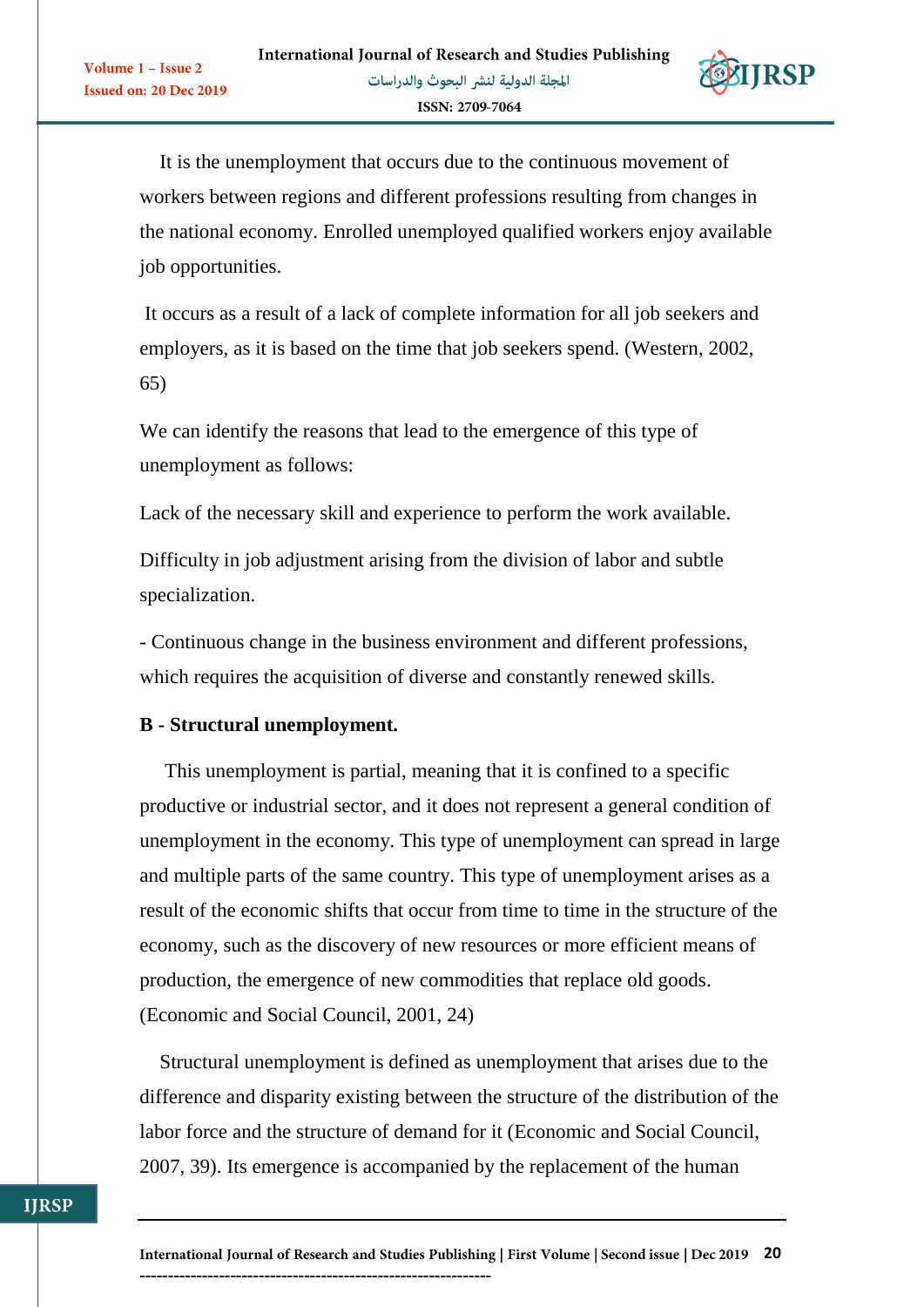It is the unemployment that occurs due to the continuous movement of workers between regions and different professions resulting from changes in the national economy. Enrolled unemployed qualified workers enjoy available job opportunities.

It occurs as a result of a lack of complete information for all job seekers and employers, as it is based on the time that job seekers spend. (Western, 2002, 65)

We can identify the reasons that lead to the emergence of this type of unemployment as follows:

Lack of the necessary skill and experience to perform the work available.

Difficulty in job adjustment arising from the division of labor and subtle specialization.

- Continuous change in the business environment and different professions, which requires the acquisition of diverse and constantly renewed skills.

**B - Structural unemployment.**

This unemployment is partial, meaning that it is confined to a specific productive or industrial sector, and it does not represent a general condition of unemployment in the economy. This type of unemployment can spread in large and multiple parts of the same country. This type of unemployment arises as a result of the economic shifts that occur from time to time in the structure of the economy, such as the discovery of new resources or more efficient means of production, the emergence of new commodities that replace old goods. (Economic and Social Council, 2001, 24)

Structural unemployment is defined as unemployment that arises due to the difference and disparity existing between the structure of the distribution of the labor force and the structure of demand for it (Economic and Social Council, 2007, 39). Its emergence is accompanied by the replacement of the human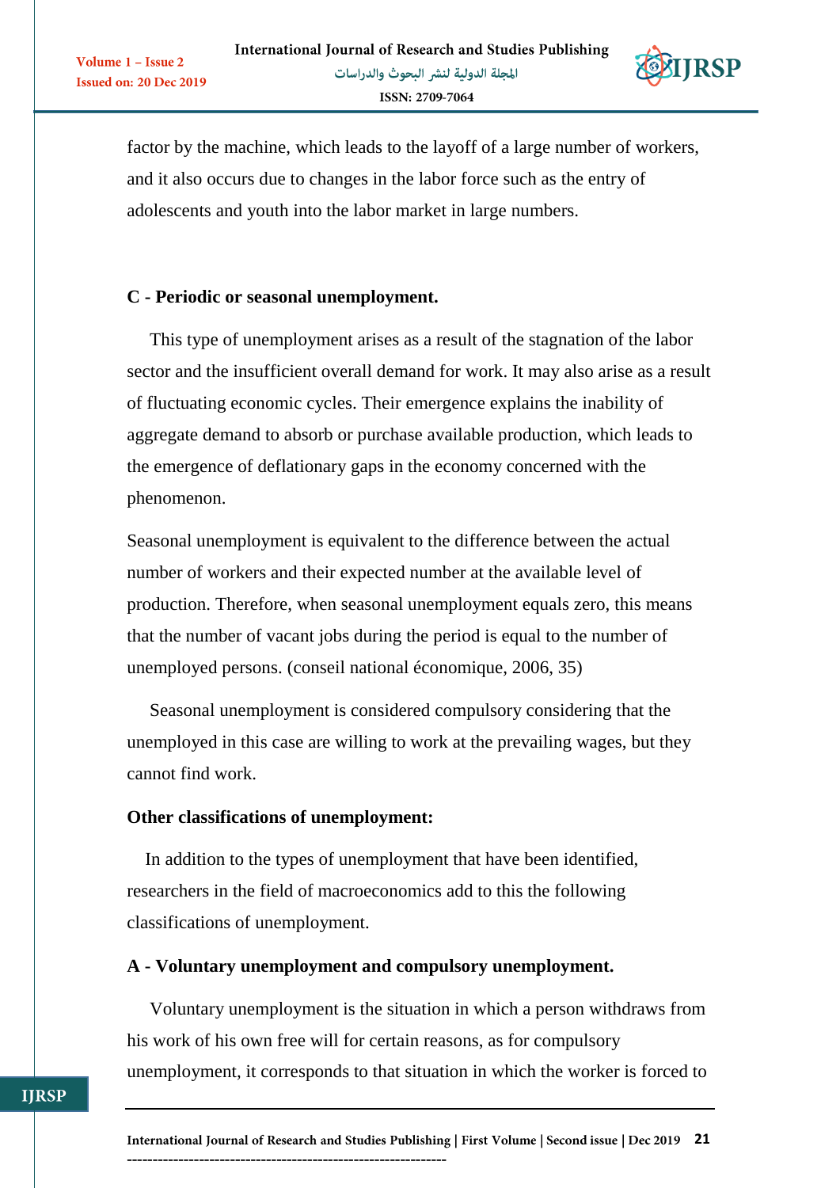factor by the machine, which leads to the layoff of a large number of workers, and it also occurs due to changes in the labor force such as the entry of adolescents and youth into the labor market in large numbers.

**C - Periodic or seasonal unemployment.**

This type of unemployment arises as a result of the stagnation of the labor sector and the insufficient overall demand for work. It may also arise as a result of fluctuating economic cycles. Their emergence explains the inability of aggregate demand to absorb or purchase available production, which leads to the emergence of deflationary gaps in the economy concerned with the phenomenon.

Seasonal unemployment is equivalent to the difference between the actual number of workers and their expected number at the available level of production. Therefore, when seasonal unemployment equals zero, this means that the number of vacant jobs during the period is equal to the number of unemployed persons. (conseil national économique, 2006, 35)

Seasonal unemployment is considered compulsory considering that the unemployed in this case are willing to work at the prevailing wages, but they cannot find work.

**Other classifications of unemployment:**

In addition to the types of unemployment that have been identified, researchers in the field of macroeconomics add to this the following classifications of unemployment.

**A - Voluntary unemployment and compulsory unemployment.**

Voluntary unemployment is the situation in which a person withdraws from his work of his own free will for certain reasons, as for compulsory unemployment, it corresponds to that situation in which the worker is forced to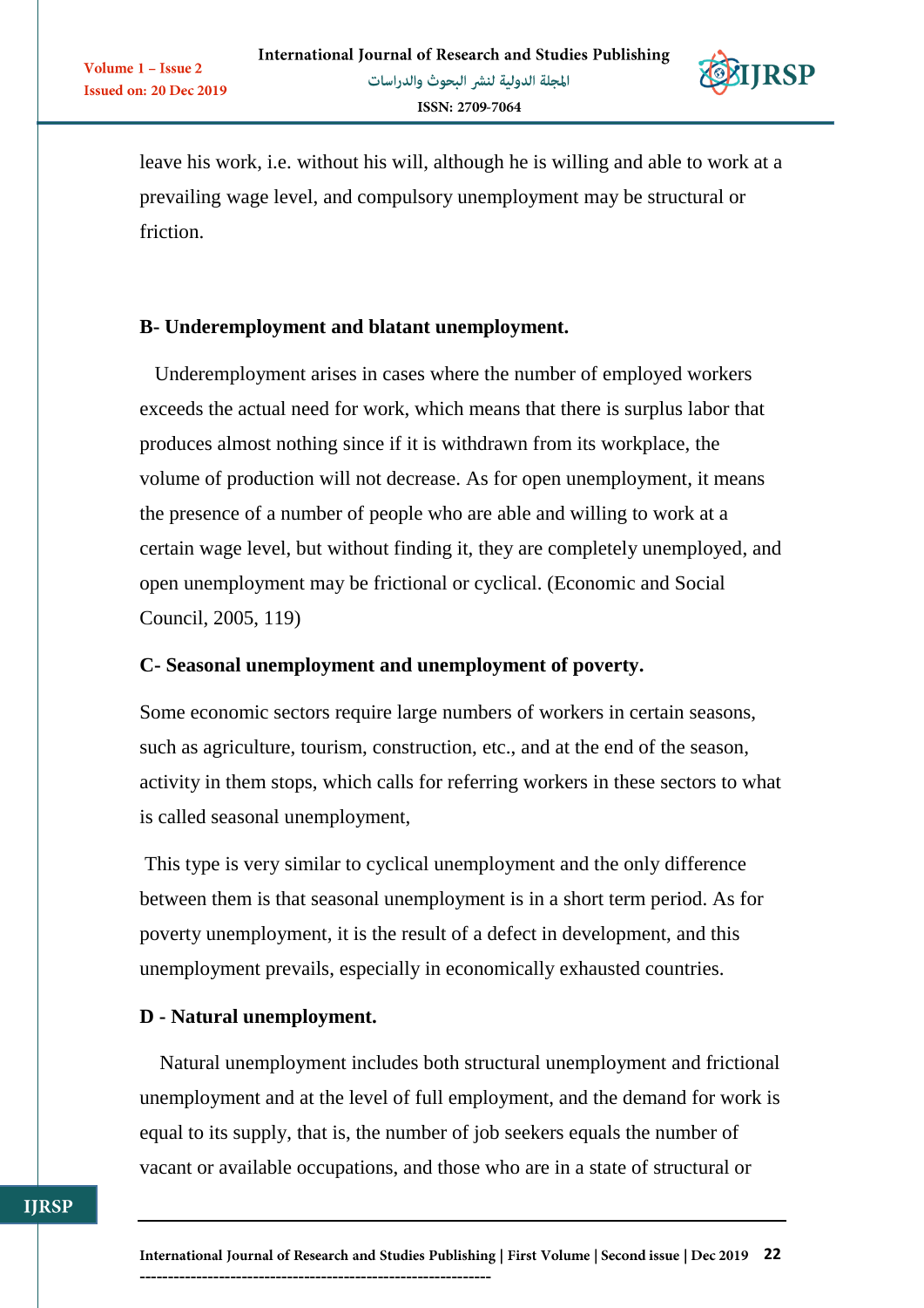leave his work, i.e. without his will, although he is willing and able to work at a prevailing wage level, and compulsory unemployment may be structural or friction.

**B- Underemployment and blatant unemployment.**

Underemployment arises in cases where the number of employed workers exceeds the actual need for work, which means that there is surplus labor that produces almost nothing since if it is withdrawn from its workplace, the volume of production will not decrease. As for open unemployment, it means the presence of a number of people who are able and willing to work at a certain wage level, but without finding it, they are completely unemployed, and open unemployment may be frictional or cyclical. (Economic and Social Council, 2005, 119)

**C- Seasonal unemployment and unemployment of poverty.**

Some economic sectors require large numbers of workers in certain seasons, such as agriculture, tourism, construction, etc., and at the end of the season, activity in them stops, which calls for referring workers in these sectors to what is called seasonal unemployment,

This type is very similar to cyclical unemployment and the only difference between them is that seasonal unemployment is in a short term period. As for poverty unemployment, it is the result of a defect in development, and this unemployment prevails, especially in economically exhausted countries.

**D - Natural unemployment.**

Natural unemployment includes both structural unemployment and frictional unemployment and at the level of full employment, and the demand for work is equal to its supply, that is, the number of job seekers equals the number of vacant or available occupations, and those who are in a state of structural or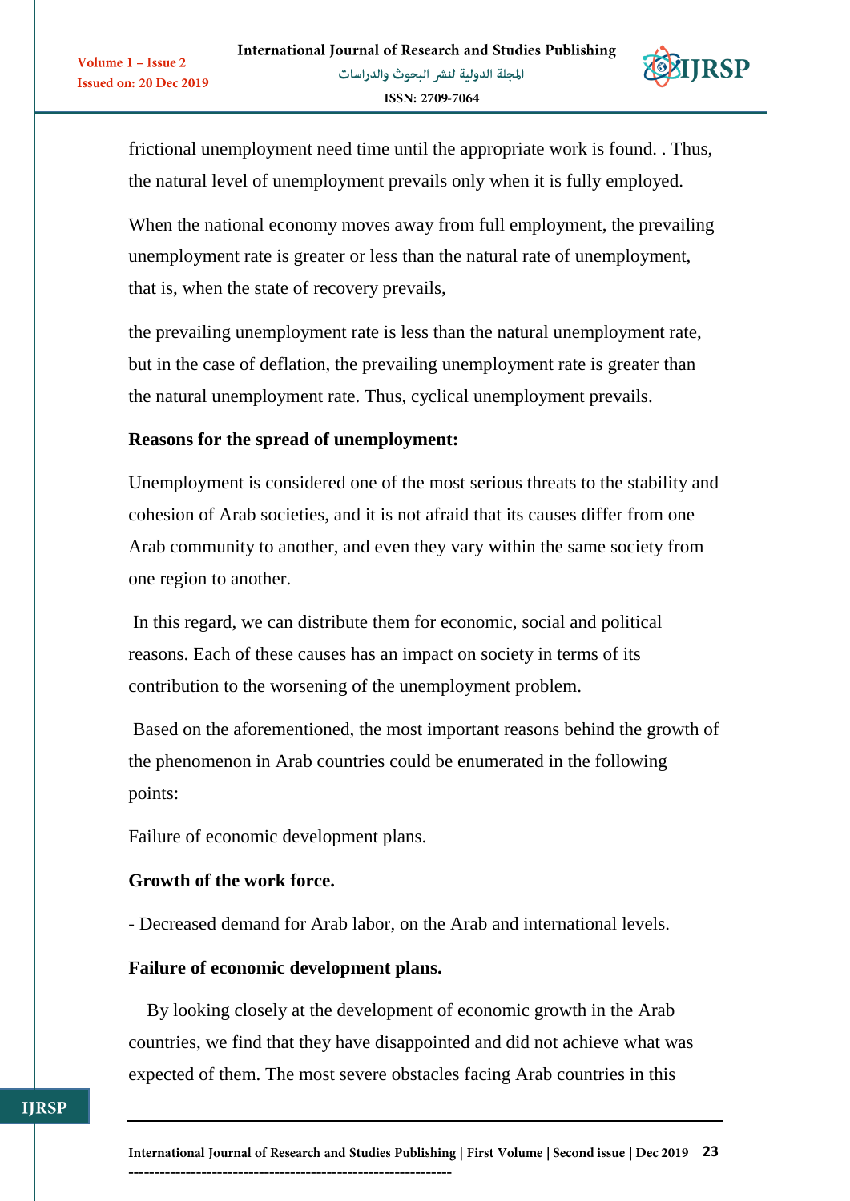frictional unemployment need time until the appropriate work is found. . Thus, the natural level of unemployment prevails only when it is fully employed.

When the national economy moves away from full employment, the prevailing unemployment rate is greater or less than the natural rate of unemployment, that is, when the state of recovery prevails,

the prevailing unemployment rate is less than the natural unemployment rate, but in the case of deflation, the prevailing unemployment rate is greater than the natural unemployment rate. Thus, cyclical unemployment prevails.

**Reasons for the spread of unemployment:**

Unemployment is considered one of the most serious threats to the stability and cohesion of Arab societies, and it is not afraid that its causes differ from one Arab community to another, and even they vary within the same society from one region to another.

In this regard, we can distribute them for economic, social and political reasons. Each of these causes has an impact on society in terms of its contribution to the worsening of the unemployment problem.

Based on the aforementioned, the most important reasons behind the growth of the phenomenon in Arab countries could be enumerated in the following points:

Failure of economic development plans.

**Growth of the work force.**

- Decreased demand for Arab labor, on the Arab and international levels.

**Failure of economic development plans.**

By looking closely at the development of economic growth in the Arab countries, we find that they have disappointed and did not achieve what was expected of them. The most severe obstacles facing Arab countries in this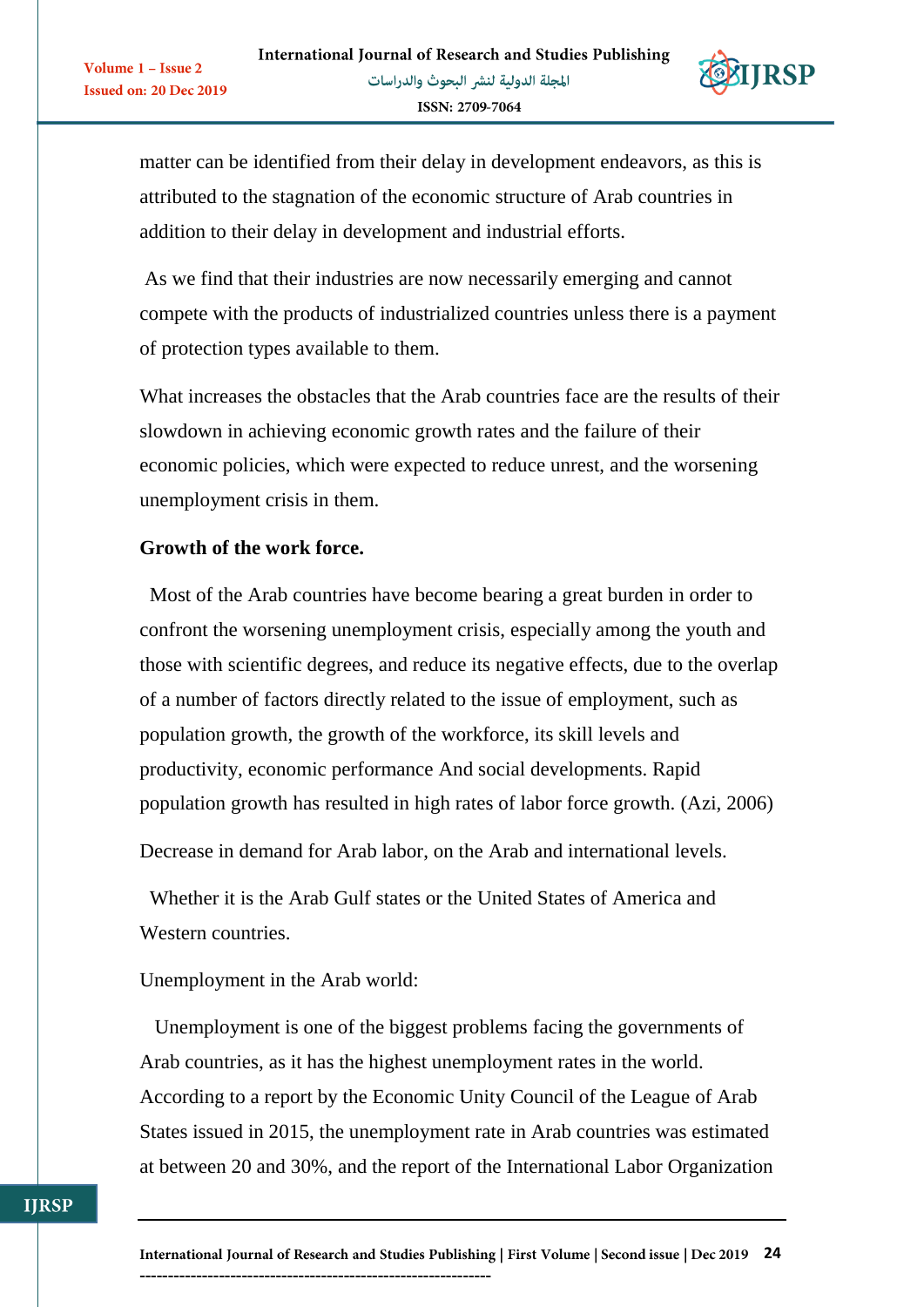matter can be identified from their delay in development endeavors, as this is attributed to the stagnation of the economic structure of Arab countries in addition to their delay in development and industrial efforts.

As we find that their industries are now necessarily emerging and cannot compete with the products of industrialized countries unless there is a payment of protection types available to them.

What increases the obstacles that the Arab countries face are the results of their slowdown in achieving economic growth rates and the failure of their economic policies, which were expected to reduce unrest, and the worsening unemployment crisis in them.

**Growth of the work force.**

Most of the Arab countries have become bearing a great burden in order to confront the worsening unemployment crisis, especially among the youth and those with scientific degrees, and reduce its negative effects, due to the overlap of a number of factors directly related to the issue of employment, such as population growth, the growth of the workforce, its skill levels and productivity, economic performance And social developments. Rapid population growth has resulted in high rates of labor force growth. (Azi, 2006)

Decrease in demand for Arab labor, on the Arab and international levels.

Whether it is the Arab Gulf states or the United States of America and Western countries.

Unemployment in the Arab world:

Unemployment is one of the biggest problems facing the governments of Arab countries, as it has the highest unemployment rates in the world. According to a report by the Economic Unity Council of the League of Arab States issued in 2015, the unemployment rate in Arab countries was estimated at between 20 and 30%, and the report of the International Labor Organization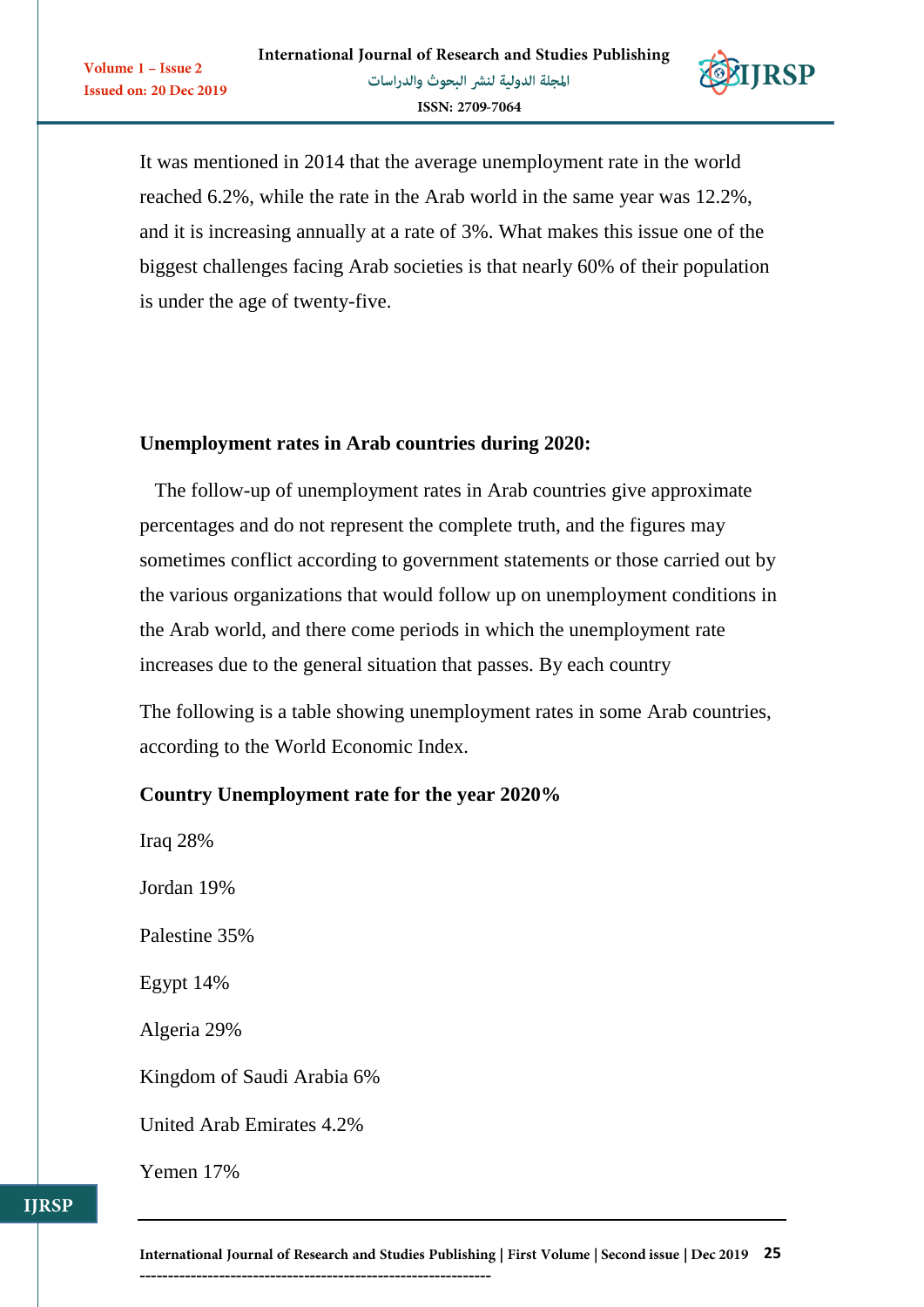It was mentioned in 2014 that the average unemployment rate in the world reached 6.2%, while the rate in the Arab world in the same year was 12.2%, and it is increasing annually at a rate of 3%. What makes this issue one of the biggest challenges facing Arab societies is that nearly 60% of their population is under the age of twenty-five.

**Unemployment rates in Arab countries during 2020:**

The follow-up of unemployment rates in Arab countries give approximate percentages and do not represent the complete truth, and the figures may sometimes conflict according to government statements or those carried out by the various organizations that would follow up on unemployment conditions in the Arab world, and there come periods in which the unemployment rate increases due to the general situation that passes. By each country

The following is a table showing unemployment rates in some Arab countries, according to the World Economic Index.

| Country | Unemployment rate for the year 2020% |
| --- | --- |
| Iraq | 28% |
| Jordan | 19% |
| Palestine | 35% |
| Egypt | 14% |
| Algeria | 29% |
| Kingdom of Saudi Arabia | 6% |
| United Arab Emirates | 4.2% |
| Yemen | 17% |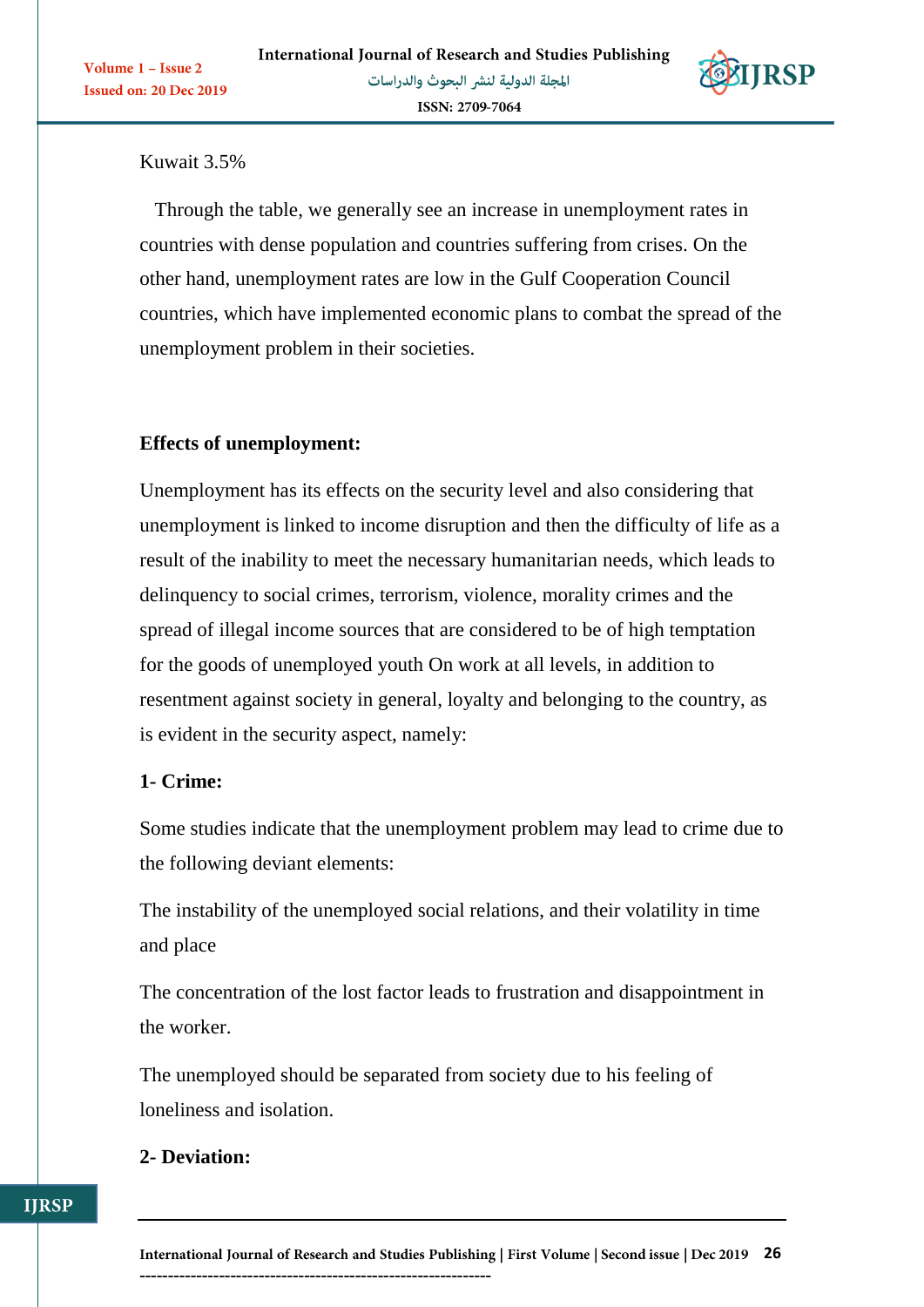Kuwait 3.5%

Through the table, we generally see an increase in unemployment rates in countries with dense population and countries suffering from crises. On the other hand, unemployment rates are low in the Gulf Cooperation Council countries, which have implemented economic plans to combat the spread of the unemployment problem in their societies.

**Effects of unemployment:**

Unemployment has its effects on the security level and also considering that unemployment is linked to income disruption and then the difficulty of life as a result of the inability to meet the necessary humanitarian needs, which leads to delinquency to social crimes, terrorism, violence, morality crimes and the spread of illegal income sources that are considered to be of high temptation for the goods of unemployed youth On work at all levels, in addition to resentment against society in general, loyalty and belonging to the country, as is evident in the security aspect, namely:

**1- Crime:**

Some studies indicate that the unemployment problem may lead to crime due to the following deviant elements:

The instability of the unemployed social relations, and their volatility in time and place

The concentration of the lost factor leads to frustration and disappointment in the worker.

The unemployed should be separated from society due to his feeling of loneliness and isolation.

**2- Deviation:**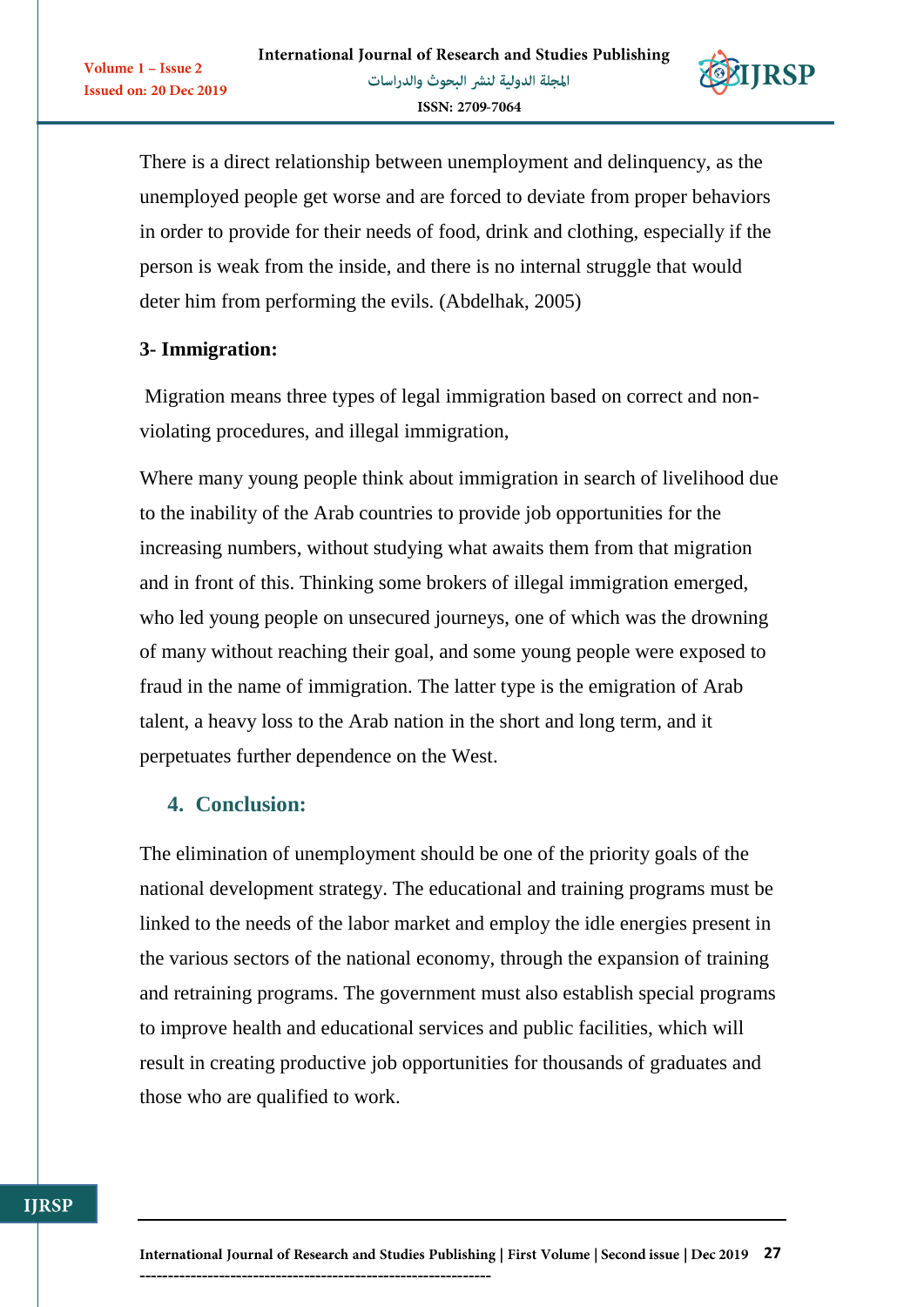There is a direct relationship between unemployment and delinquency, as the unemployed people get worse and are forced to deviate from proper behaviors in order to provide for their needs of food, drink and clothing, especially if the person is weak from the inside, and there is no internal struggle that would deter him from performing the evils. (Abdelhak, 2005)

**3- Immigration:**

Migration means three types of legal immigration based on correct and non-violating procedures, and illegal immigration,

Where many young people think about immigration in search of livelihood due to the inability of the Arab countries to provide job opportunities for the increasing numbers, without studying what awaits them from that migration and in front of this. Thinking some brokers of illegal immigration emerged, who led young people on unsecured journeys, one of which was the drowning of many without reaching their goal, and some young people were exposed to fraud in the name of immigration. The latter type is the emigration of Arab talent, a heavy loss to the Arab nation in the short and long term, and it perpetuates further dependence on the West.

## 4. Conclusion:

The elimination of unemployment should be one of the priority goals of the national development strategy. The educational and training programs must be linked to the needs of the labor market and employ the idle energies present in the various sectors of the national economy, through the expansion of training and retraining programs. The government must also establish special programs to improve health and educational services and public facilities, which will result in creating productive job opportunities for thousands of graduates and those who are qualified to work.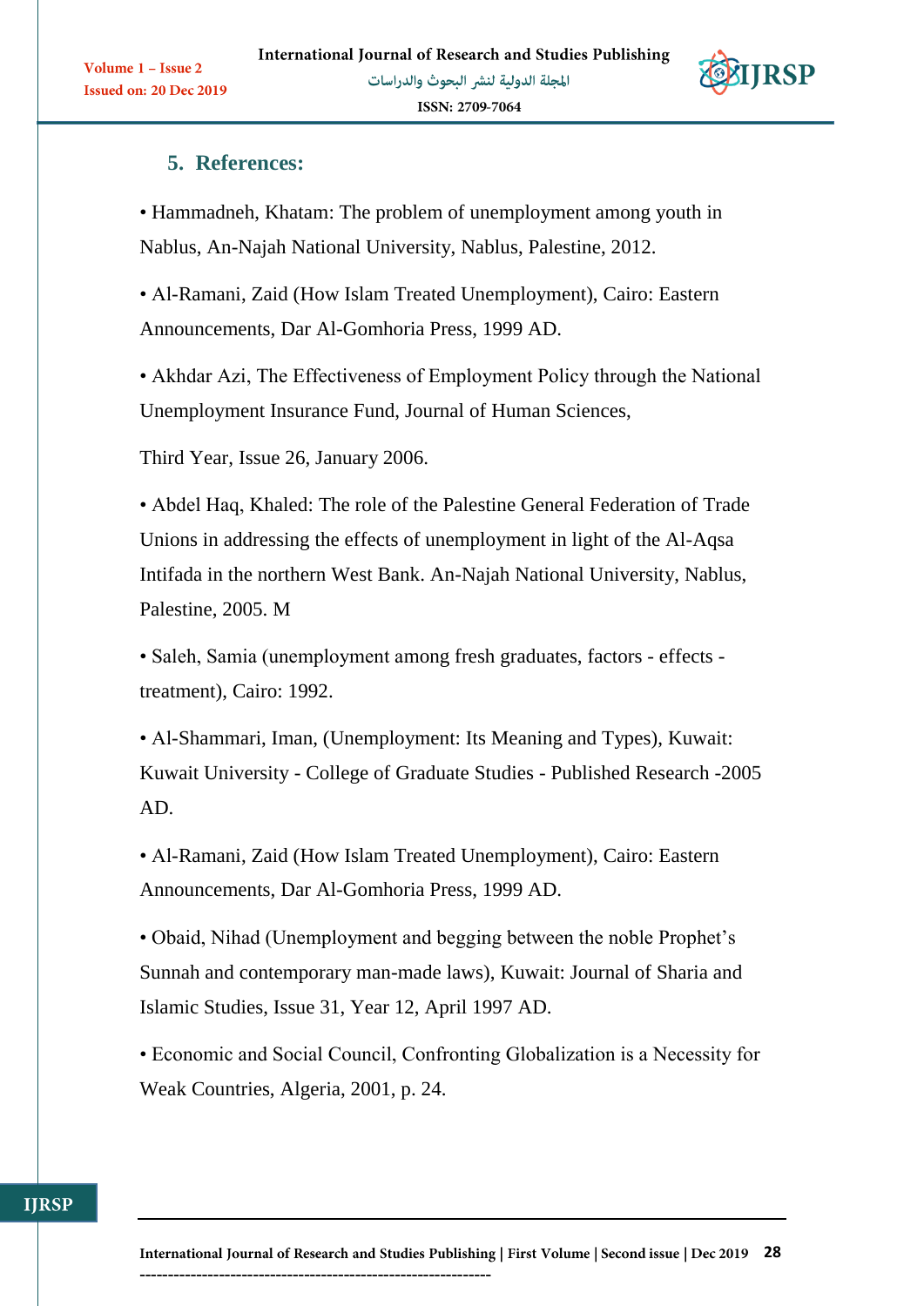## 5. References:

- Hammadneh, Khatam: The problem of unemployment among youth in Nablus, An-Najah National University, Nablus, Palestine, 2012.
- Al-Ramani, Zaid (How Islam Treated Unemployment), Cairo: Eastern Announcements, Dar Al-Gomhoria Press, 1999 AD.
- Akhdar Azi, The Effectiveness of Employment Policy through the National Unemployment Insurance Fund, Journal of Human Sciences,

  Third Year, Issue 26, January 2006.
- Abdel Haq, Khaled: The role of the Palestine General Federation of Trade Unions in addressing the effects of unemployment in light of the Al-Aqsa Intifada in the northern West Bank. An-Najah National University, Nablus, Palestine, 2005. M
- Saleh, Samia (unemployment among fresh graduates, factors - effects - treatment), Cairo: 1992.
- Al-Shammari, Iman, (Unemployment: Its Meaning and Types), Kuwait: Kuwait University - College of Graduate Studies - Published Research -2005 AD.
- Al-Ramani, Zaid (How Islam Treated Unemployment), Cairo: Eastern Announcements, Dar Al-Gomhoria Press, 1999 AD.
- Obaid, Nihad (Unemployment and begging between the noble Prophet's Sunnah and contemporary man-made laws), Kuwait: Journal of Sharia and Islamic Studies, Issue 31, Year 12, April 1997 AD.
- Economic and Social Council, Confronting Globalization is a Necessity for Weak Countries, Algeria, 2001, p. 24.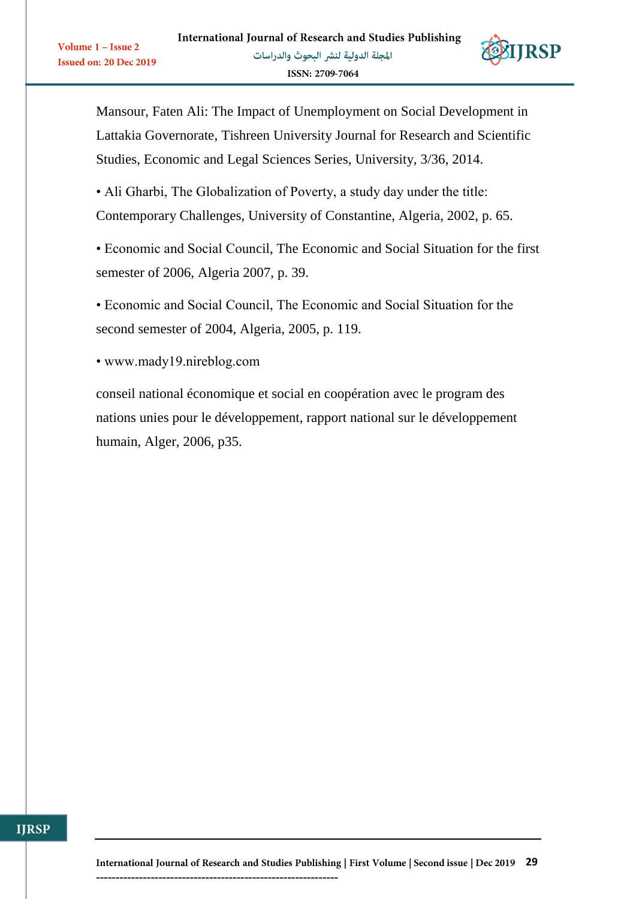Mansour, Faten Ali: The Impact of Unemployment on Social Development in Lattakia Governorate, Tishreen University Journal for Research and Scientific Studies, Economic and Legal Sciences Series, University, 3/36, 2014.

- Ali Gharbi, The Globalization of Poverty, a study day under the title: Contemporary Challenges, University of Constantine, Algeria, 2002, p. 65.
- Economic and Social Council, The Economic and Social Situation for the first semester of 2006, Algeria 2007, p. 39.
- Economic and Social Council, The Economic and Social Situation for the second semester of 2004, Algeria, 2005, p. 119.
- www.mady19.nireblog.com

conseil national économique et social en coopération avec le program des nations unies pour le développement, rapport national sur le développement humain, Alger, 2006, p35.